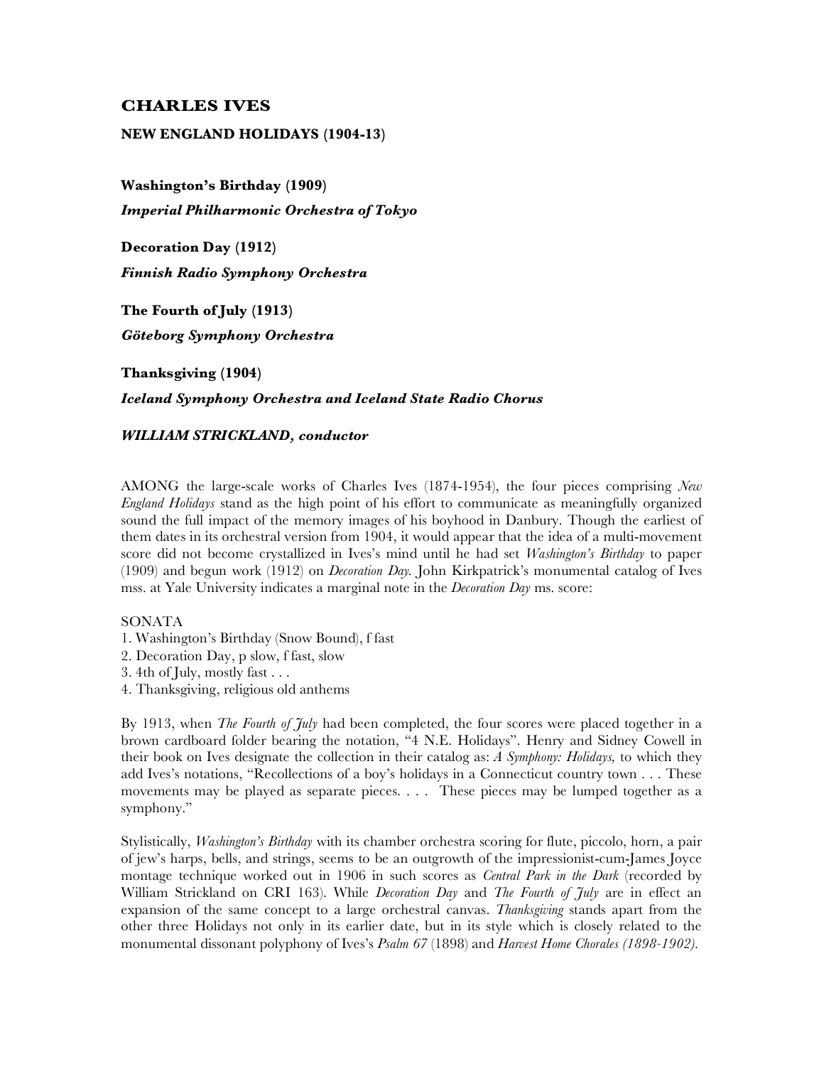# CHARLES IVES

## NEW ENGLAND HOLIDAYS (1904-13)

**Washington's Birthday (1909)**

***Imperial Philharmonic Orchestra of Tokyo***

**Decoration Day (1912)**

***Finnish Radio Symphony Orchestra***

**The Fourth of July (1913)**

***Göteborg Symphony Orchestra***

**Thanksgiving (1904)**

***Iceland Symphony Orchestra and Iceland State Radio Chorus***

***WILLIAM STRICKLAND, conductor***

AMONG the large-scale works of Charles Ives (1874-1954), the four pieces comprising *New England Holidays* stand as the high point of his effort to communicate as meaningfully organized sound the full impact of the memory images of his boyhood in Danbury. Though the earliest of them dates in its orchestral version from 1904, it would appear that the idea of a multi-movement score did not become crystallized in Ives's mind until he had set *Washington's Birthday* to paper (1909) and begun work (1912) on *Decoration Day*. John Kirkpatrick's monumental catalog of Ives mss. at Yale University indicates a marginal note in the *Decoration Day* ms. score:

SONATA
1. Washington's Birthday (Snow Bound), f fast
2. Decoration Day, p slow, f fast, slow
3. 4th of July, mostly fast . . .
4. Thanksgiving, religious old anthems

By 1913, when *The Fourth of July* had been completed, the four scores were placed together in a brown cardboard folder bearing the notation, "4 N.E. Holidays". Henry and Sidney Cowell in their book on Ives designate the collection in their catalog as: *A Symphony: Holidays,* to which they add Ives's notations, "Recollections of a boy's holidays in a Connecticut country town . . . These movements may be played as separate pieces. . . . These pieces may be lumped together as a symphony."

Stylistically, *Washington's Birthday* with its chamber orchestra scoring for flute, piccolo, horn, a pair of jew's harps, bells, and strings, seems to be an outgrowth of the impressionist-cum-James Joyce montage technique worked out in 1906 in such scores as *Central Park in the Dark* (recorded by William Strickland on CRI 163). While *Decoration Day* and *The Fourth of July* are in effect an expansion of the same concept to a large orchestral canvas. *Thanksgiving* stands apart from the other three Holidays not only in its earlier date, but in its style which is closely related to the monumental dissonant polyphony of Ives's *Psalm 67* (1898) and *Harvest Home Chorales (1898-1902).*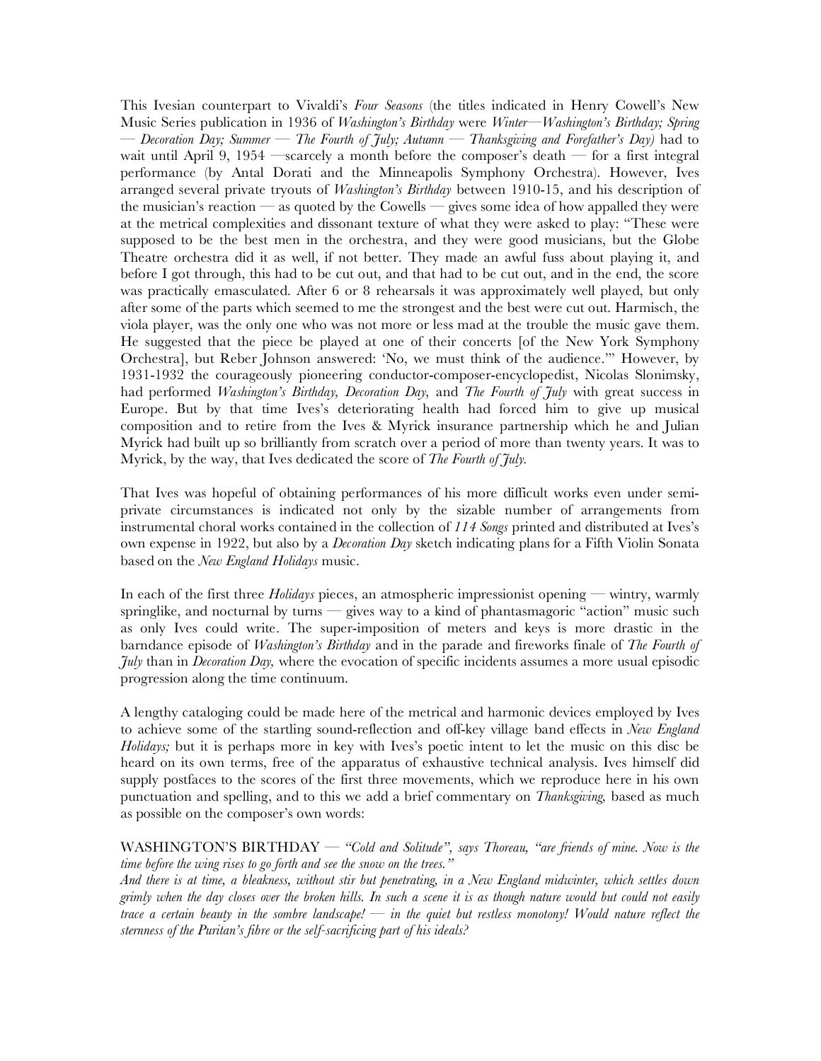This Ivesian counterpart to Vivaldi's *Four Seasons* (the titles indicated in Henry Cowell's New Music Series publication in 1936 of *Washington's Birthday* were *Winter—Washington's Birthday; Spring — Decoration Day; Summer — The Fourth of July; Autumn — Thanksgiving and Forefather's Day)* had to wait until April 9, 1954 —scarcely a month before the composer's death — for a first integral performance (by Antal Dorati and the Minneapolis Symphony Orchestra). However, Ives arranged several private tryouts of *Washington's Birthday* between 1910-15, and his description of the musician's reaction — as quoted by the Cowells — gives some idea of how appalled they were at the metrical complexities and dissonant texture of what they were asked to play: "These were supposed to be the best men in the orchestra, and they were good musicians, but the Globe Theatre orchestra did it as well, if not better. They made an awful fuss about playing it, and before I got through, this had to be cut out, and that had to be cut out, and in the end, the score was practically emasculated. After 6 or 8 rehearsals it was approximately well played, but only after some of the parts which seemed to me the strongest and the best were cut out. Harmisch, the viola player, was the only one who was not more or less mad at the trouble the music gave them. He suggested that the piece be played at one of their concerts [of the New York Symphony Orchestra], but Reber Johnson answered: 'No, we must think of the audience.'" However, by 1931-1932 the courageously pioneering conductor-composer-encyclopedist, Nicolas Slonimsky, had performed *Washington's Birthday, Decoration Day,* and *The Fourth of July* with great success in Europe. But by that time Ives's deteriorating health had forced him to give up musical composition and to retire from the Ives & Myrick insurance partnership which he and Julian Myrick had built up so brilliantly from scratch over a period of more than twenty years. It was to Myrick, by the way, that Ives dedicated the score of *The Fourth of July.*

That Ives was hopeful of obtaining performances of his more difficult works even under semi-private circumstances is indicated not only by the sizable number of arrangements from instrumental choral works contained in the collection of *114 Songs* printed and distributed at Ives's own expense in 1922, but also by a *Decoration Day* sketch indicating plans for a Fifth Violin Sonata based on the *New England Holidays* music.

In each of the first three *Holidays* pieces, an atmospheric impressionist opening — wintry, warmly springlike, and nocturnal by turns — gives way to a kind of phantasmagoric "action" music such as only Ives could write. The super-imposition of meters and keys is more drastic in the barndance episode of *Washington's Birthday* and in the parade and fireworks finale of *The Fourth of July* than in *Decoration Day,* where the evocation of specific incidents assumes a more usual episodic progression along the time continuum.

A lengthy cataloging could be made here of the metrical and harmonic devices employed by Ives to achieve some of the startling sound-reflection and off-key village band effects in *New England Holidays;* but it is perhaps more in key with Ives's poetic intent to let the music on this disc be heard on its own terms, free of the apparatus of exhaustive technical analysis. Ives himself did supply postfaces to the scores of the first three movements, which we reproduce here in his own punctuation and spelling, and to this we add a brief commentary on *Thanksgiving,* based as much as possible on the composer's own words:

WASHINGTON'S BIRTHDAY — *"Cold and Solitude", says Thoreau, "are friends of mine. Now is the time before the wing rises to go forth and see the snow on the trees."*

*And there is at time, a bleakness, without stir but penetrating, in a New England midwinter, which settles down grimly when the day closes over the broken hills. In such a scene it is as though nature would but could not easily trace a certain beauty in the sombre landscape! — in the quiet but restless monotony! Would nature reflect the sternness of the Puritan's fibre or the self-sacrificing part of his ideals?*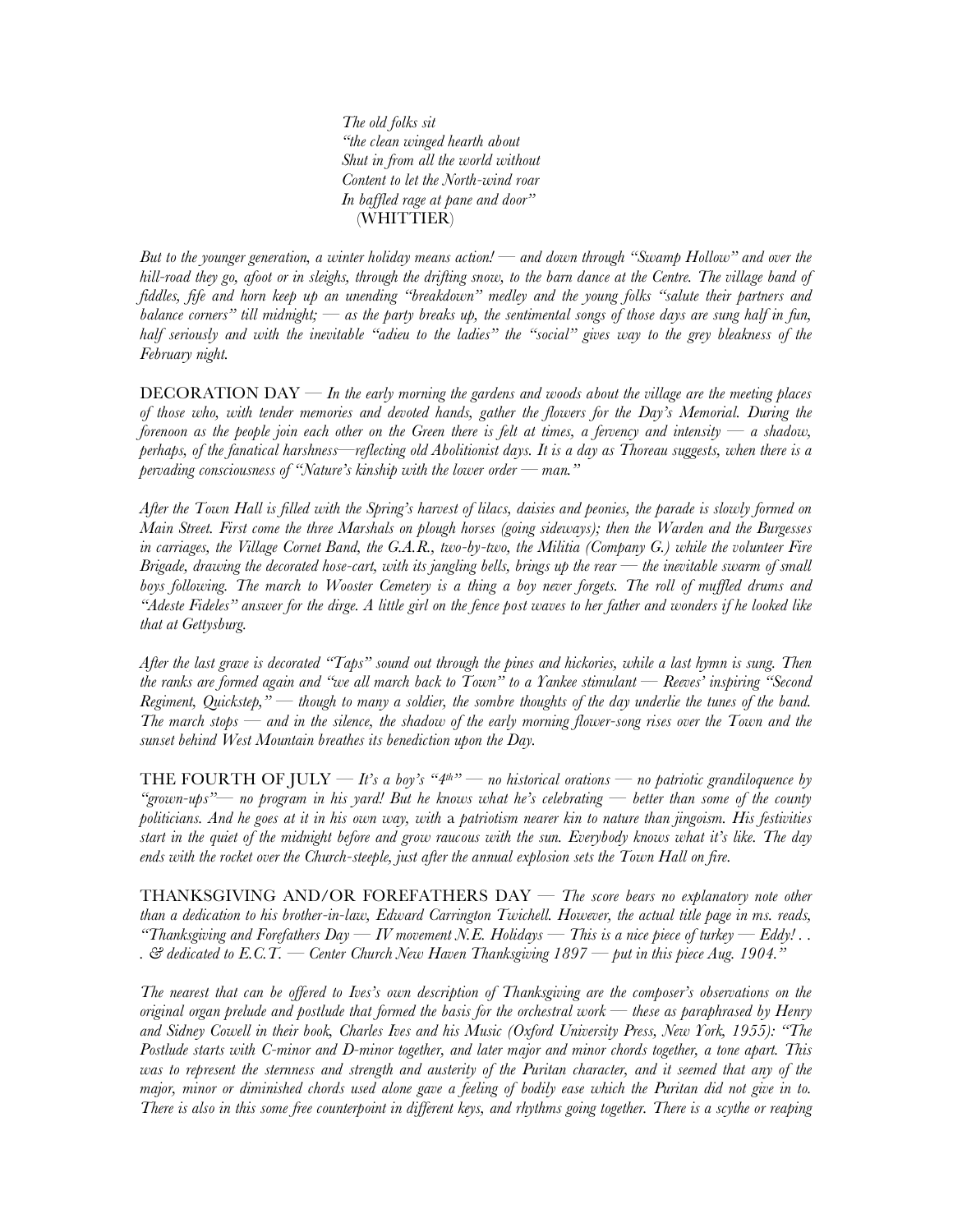*The old folks sit*
*"the clean winged hearth about*
*Shut in from all the world without*
*Content to let the North-wind roar*
*In baffled rage at pane and door"*
(WHITTIER)

*But to the younger generation, a winter holiday means action! — and down through "Swamp Hollow" and over the hill-road they go, afoot or in sleighs, through the drifting snow, to the barn dance at the Centre. The village band of fiddles, fife and horn keep up an unending "breakdown" medley and the young folks "salute their partners and balance corners" till midnight; — as the party breaks up, the sentimental songs of those days are sung half in fun, half seriously and with the inevitable "adieu to the ladies" the "social" gives way to the grey bleakness of the February night.*

DECORATION DAY — *In the early morning the gardens and woods about the village are the meeting places of those who, with tender memories and devoted hands, gather the flowers for the Day's Memorial. During the forenoon as the people join each other on the Green there is felt at times, a fervency and intensity — a shadow, perhaps, of the fanatical harshness—reflecting old Abolitionist days. It is a day as Thoreau suggests, when there is a pervading consciousness of "Nature's kinship with the lower order — man."*

*After the Town Hall is filled with the Spring's harvest of lilacs, daisies and peonies, the parade is slowly formed on Main Street. First come the three Marshals on plough horses (going sideways); then the Warden and the Burgesses in carriages, the Village Cornet Band, the G.A.R., two-by-two, the Militia (Company G.) while the volunteer Fire Brigade, drawing the decorated hose-cart, with its jangling bells, brings up the rear — the inevitable swarm of small boys following. The march to Wooster Cemetery is a thing a boy never forgets. The roll of muffled drums and "Adeste Fideles" answer for the dirge. A little girl on the fence post waves to her father and wonders if he looked like that at Gettysburg.*

*After the last grave is decorated "Taps" sound out through the pines and hickories, while a last hymn is sung. Then the ranks are formed again and "we all march back to Town" to a Yankee stimulant — Reeves' inspiring "Second Regiment, Quickstep," — though to many a soldier, the sombre thoughts of the day underlie the tunes of the band. The march stops — and in the silence, the shadow of the early morning flower-song rises over the Town and the sunset behind West Mountain breathes its benediction upon the Day.*

THE FOURTH OF JULY — *It's a boy's "4th" — no historical orations — no patriotic grandiloquence by "grown-ups"— no program in his yard! But he knows what he's celebrating — better than some of the county politicians. And he goes at it in his own way, with* a *patriotism nearer kin to nature than jingoism. His festivities start in the quiet of the midnight before and grow raucous with the sun. Everybody knows what it's like. The day ends with the rocket over the Church-steeple, just after the annual explosion sets the Town Hall on fire.*

THANKSGIVING AND/OR FOREFATHERS DAY — *The score bears no explanatory note other than a dedication to his brother-in-law, Edward Carrington Twichell. However, the actual title page in ms. reads, "Thanksgiving and Forefathers Day — IV movement N.E. Holidays — This is a nice piece of turkey — Eddy! . . . & dedicated to E.C.T. — Center Church New Haven Thanksgiving 1897 — put in this piece Aug. 1904."*

*The nearest that can be offered to Ives's own description of Thanksgiving are the composer's observations on the original organ prelude and postlude that formed the basis for the orchestral work — these as paraphrased by Henry and Sidney Cowell in their book, Charles Ives and his Music (Oxford University Press, New York, 1955): "The Postlude starts with C-minor and D-minor together, and later major and minor chords together, a tone apart. This was to represent the sternness and strength and austerity of the Puritan character, and it seemed that any of the major, minor or diminished chords used alone gave a feeling of bodily ease which the Puritan did not give in to. There is also in this some free counterpoint in different keys, and rhythms going together. There is a scythe or reaping*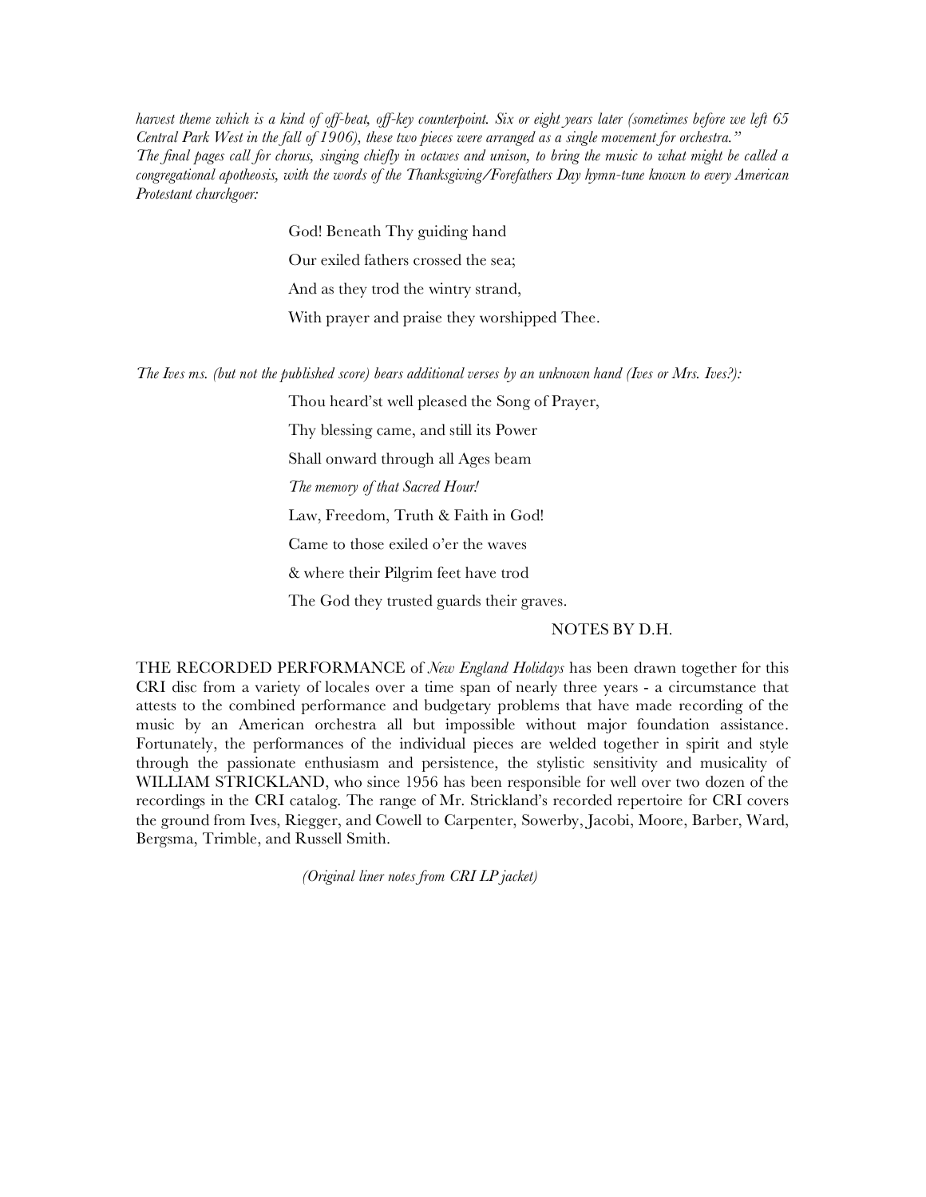*harvest theme which is a kind of off-beat, off-key counterpoint. Six or eight years later (sometimes before we left 65 Central Park West in the fall of 1906), these two pieces were arranged as a single movement for orchestra."*

*The final pages call for chorus, singing chiefly in octaves and unison, to bring the music to what might be called a congregational apotheosis, with the words of the Thanksgiving/Forefathers Day hymn-tune known to every American Protestant churchgoer:*

> God! Beneath Thy guiding hand
>
> Our exiled fathers crossed the sea;
>
> And as they trod the wintry strand,
>
> With prayer and praise they worshipped Thee.

*The Ives ms. (but not the published score) bears additional verses by an unknown hand (Ives or Mrs. Ives?):*

> Thou heard'st well pleased the Song of Prayer,
>
> Thy blessing came, and still its Power
>
> Shall onward through all Ages beam
>
> *The memory of that Sacred Hour!*
>
> Law, Freedom, Truth & Faith in God!
>
> Came to those exiled o'er the waves
>
> & where their Pilgrim feet have trod
>
> The God they trusted guards their graves.

NOTES BY D.H.

THE RECORDED PERFORMANCE of *New England Holidays* has been drawn together for this CRI disc from a variety of locales over a time span of nearly three years - a circumstance that attests to the combined performance and budgetary problems that have made recording of the music by an American orchestra all but impossible without major foundation assistance. Fortunately, the performances of the individual pieces are welded together in spirit and style through the passionate enthusiasm and persistence, the stylistic sensitivity and musicality of WILLIAM STRICKLAND, who since 1956 has been responsible for well over two dozen of the recordings in the CRI catalog. The range of Mr. Strickland's recorded repertoire for CRI covers the ground from Ives, Riegger, and Cowell to Carpenter, Sowerby, Jacobi, Moore, Barber, Ward, Bergsma, Trimble, and Russell Smith.

*(Original liner notes from CRI LP jacket)*